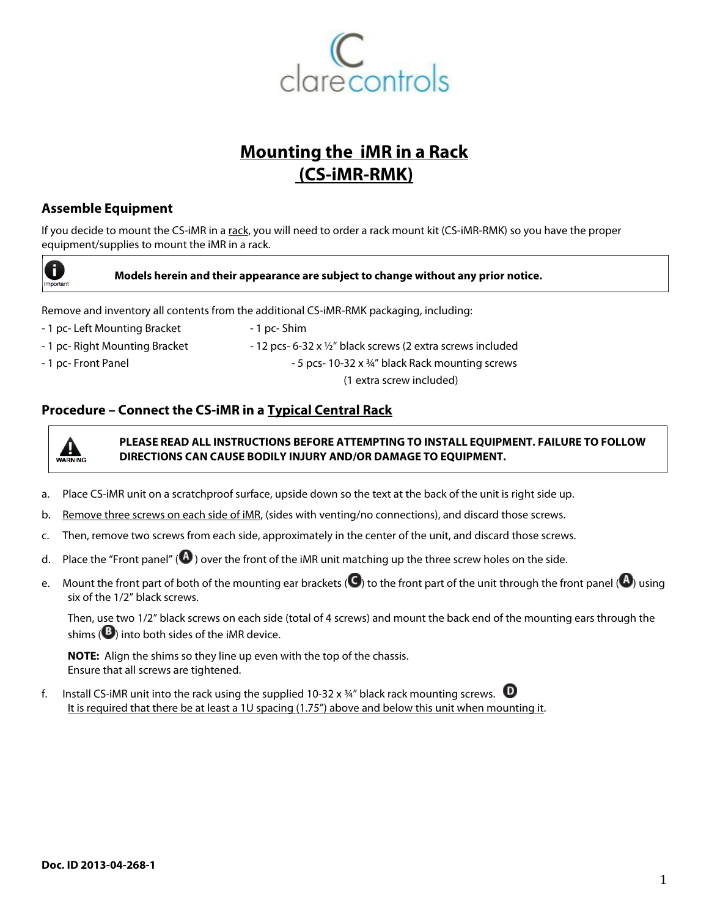clarecontrols

# Mounting the iMR in a Rack (CS-iMR-RMK)

## Assemble Equipment

If you decide to mount the CS-iMR in a rack, you will need to order a rack mount kit (CS-iMR-RMK) so you have the proper equipment/supplies to mount the iMR in a rack.

> Important: **Models herein and their appearance are subject to change without any prior notice.**

Remove and inventory all contents from the additional CS-iMR-RMK packaging, including:

- 1 pc- Left Mounting Bracket
- 1 pc- Right Mounting Bracket
- 1 pc- Front Panel
- 1 pc- Shim
- 12 pcs- 6-32 x ½" black screws (2 extra screws included
- 5 pcs- 10-32 x ¾" black Rack mounting screws (1 extra screw included)

## Procedure – Connect the CS-iMR in a Typical Central Rack

> WARNING: **PLEASE READ ALL INSTRUCTIONS BEFORE ATTEMPTING TO INSTALL EQUIPMENT. FAILURE TO FOLLOW DIRECTIONS CAN CAUSE BODILY INJURY AND/OR DAMAGE TO EQUIPMENT.**

a. Place CS-iMR unit on a scratchproof surface, upside down so the text at the back of the unit is right side up.

b. Remove three screws on each side of iMR, (sides with venting/no connections), and discard those screws.

c. Then, remove two screws from each side, approximately in the center of the unit, and discard those screws.

d. Place the "Front panel" (A) over the front of the iMR unit matching up the three screw holes on the side.

e. Mount the front part of both of the mounting ear brackets (C) to the front part of the unit through the front panel (A) using six of the 1/2" black screws.

Then, use two 1/2" black screws on each side (total of 4 screws) and mount the back end of the mounting ears through the shims (B) into both sides of the iMR device.

**NOTE:** Align the shims so they line up even with the top of the chassis.
Ensure that all screws are tightened.

f. Install CS-iMR unit into the rack using the supplied 10-32 x ¾" black rack mounting screws. (D)
It is required that there be at least a 1U spacing (1.75") above and below this unit when mounting it.

**Doc. ID 2013-04-268-1**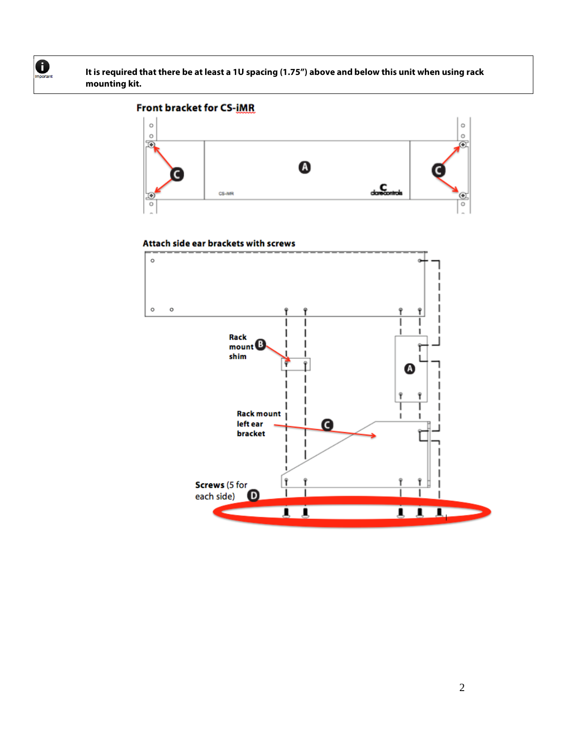**It is required that there be at least a 1U spacing (1.75") above and below this unit when using rack mounting kit.**

**Front bracket for CS-iMR**

A

C

C

CS-iMR

clarecontrols

**Attach side ear brackets with screws**

**Rack mount shim** B

A

**Rack mount left ear bracket** C

**Screws** (5 for each side) D